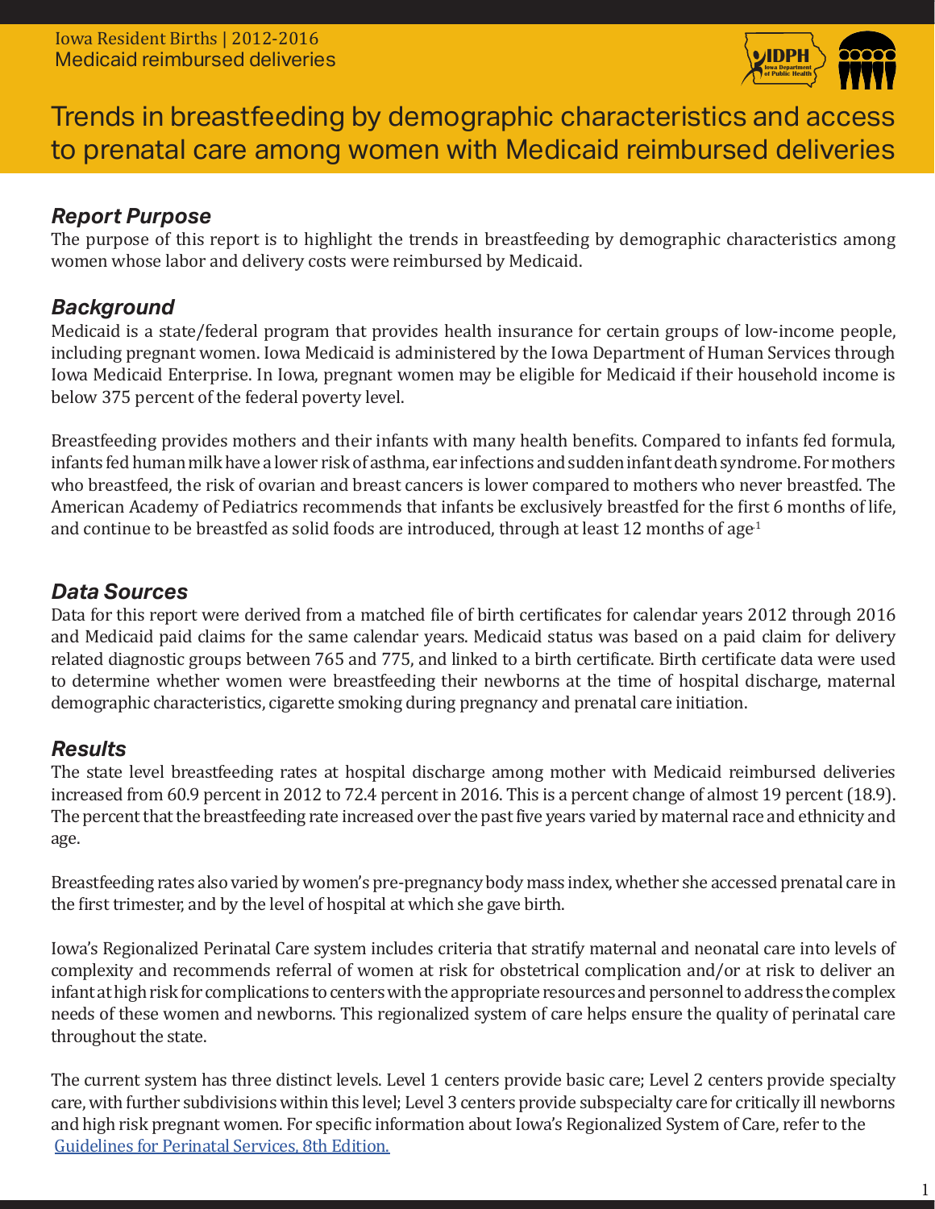Iowa Resident Births | 2012-2016
Medicaid reimbursed deliveries

# Trends in breastfeeding by demographic characteristics and access to prenatal care among women with Medicaid reimbursed deliveries

## *Report Purpose*

The purpose of this report is to highlight the trends in breastfeeding by demographic characteristics among women whose labor and delivery costs were reimbursed by Medicaid.

## *Background*

Medicaid is a state/federal program that provides health insurance for certain groups of low-income people, including pregnant women. Iowa Medicaid is administered by the Iowa Department of Human Services through Iowa Medicaid Enterprise. In Iowa, pregnant women may be eligible for Medicaid if their household income is below 375 percent of the federal poverty level.

Breastfeeding provides mothers and their infants with many health benefits. Compared to infants fed formula, infants fed human milk have a lower risk of asthma, ear infections and sudden infant death syndrome. For mothers who breastfeed, the risk of ovarian and breast cancers is lower compared to mothers who never breastfed. The American Academy of Pediatrics recommends that infants be exclusively breastfed for the first 6 months of life, and continue to be breastfed as solid foods are introduced, through at least 12 months of age.[1]

## *Data Sources*

Data for this report were derived from a matched file of birth certificates for calendar years 2012 through 2016 and Medicaid paid claims for the same calendar years. Medicaid status was based on a paid claim for delivery related diagnostic groups between 765 and 775, and linked to a birth certificate. Birth certificate data were used to determine whether women were breastfeeding their newborns at the time of hospital discharge, maternal demographic characteristics, cigarette smoking during pregnancy and prenatal care initiation.

## *Results*

The state level breastfeeding rates at hospital discharge among mother with Medicaid reimbursed deliveries increased from 60.9 percent in 2012 to 72.4 percent in 2016. This is a percent change of almost 19 percent (18.9). The percent that the breastfeeding rate increased over the past five years varied by maternal race and ethnicity and age.

Breastfeeding rates also varied by women's pre-pregnancy body mass index, whether she accessed prenatal care in the first trimester, and by the level of hospital at which she gave birth.

Iowa's Regionalized Perinatal Care system includes criteria that stratify maternal and neonatal care into levels of complexity and recommends referral of women at risk for obstetrical complication and/or at risk to deliver an infant at high risk for complications to centers with the appropriate resources and personnel to address the complex needs of these women and newborns. This regionalized system of care helps ensure the quality of perinatal care throughout the state.

The current system has three distinct levels. Level 1 centers provide basic care; Level 2 centers provide specialty care, with further subdivisions within this level; Level 3 centers provide subspecialty care for critically ill newborns and high risk pregnant women. For specific information about Iowa's Regionalized System of Care, refer to the Guidelines for Perinatal Services, 8th Edition.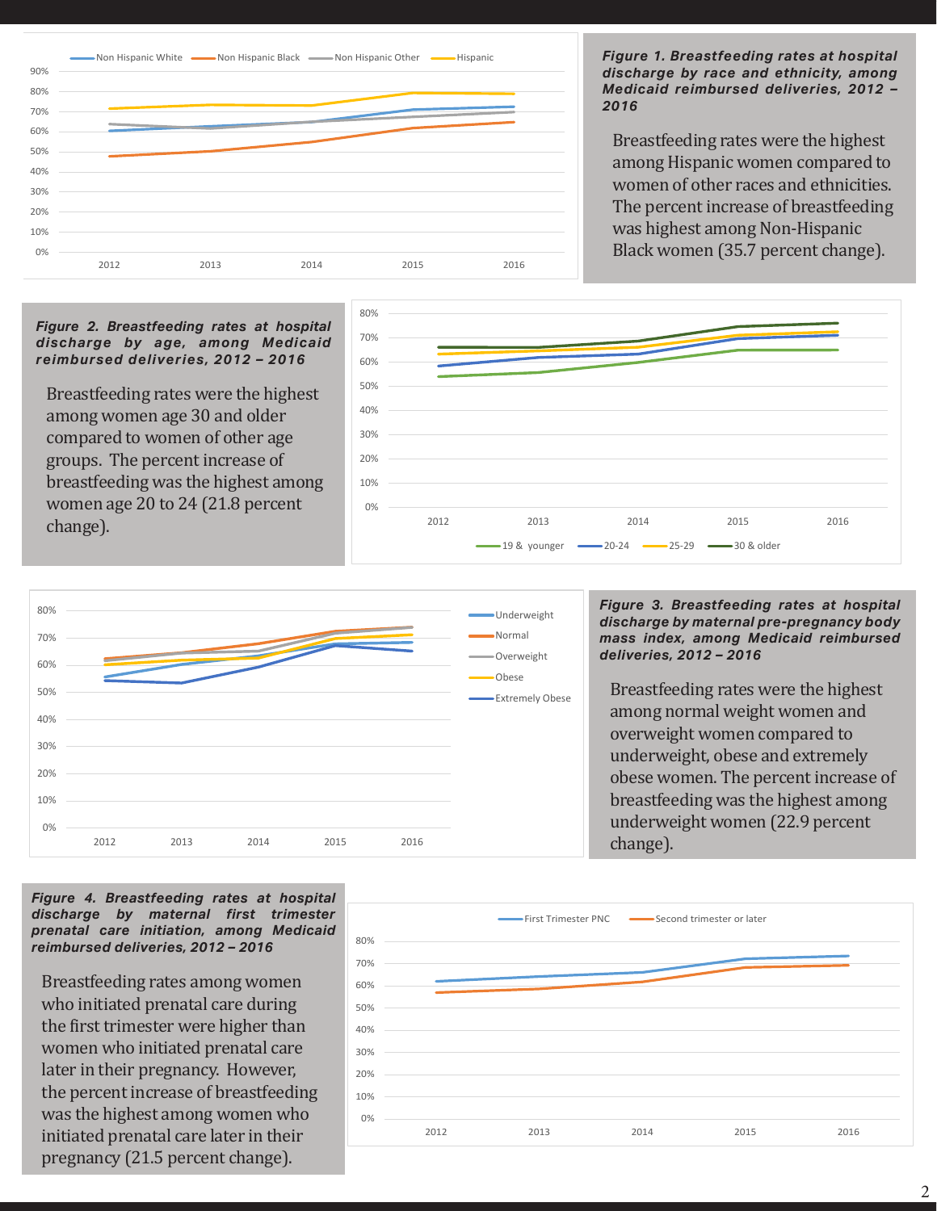Non Hispanic White
Non Hispanic Black
Non Hispanic Other
Hispanic

90%
80%
70%
60%
50%
40%
30%
20%
10%
0%

2012
2013
2014
2015
2016

***Figure 1. Breastfeeding rates at hospital discharge by race and ethnicity, among Medicaid reimbursed deliveries, 2012 – 2016***

Breastfeeding rates were the highest among Hispanic women compared to women of other races and ethnicities. The percent increase of breastfeeding was highest among Non-Hispanic Black women (35.7 percent change).

***Figure 2. Breastfeeding rates at hospital discharge by age, among Medicaid reimbursed deliveries, 2012 – 2016***

Breastfeeding rates were the highest among women age 30 and older compared to women of other age groups. The percent increase of breastfeeding was the highest among women age 20 to 24 (21.8 percent change).

80%
70%
60%
50%
40%
30%
20%
10%
0%

2012
2013
2014
2015
2016

19 & younger
20-24
25-29
30 & older

80%
70%
60%
50%
40%
30%
20%
10%
0%

2012
2013
2014
2015
2016

Underweight
Normal
Overweight
Obese
Extremely Obese

***Figure 3. Breastfeeding rates at hospital discharge by maternal pre-pregnancy body mass index, among Medicaid reimbursed deliveries, 2012 – 2016***

Breastfeeding rates were the highest among normal weight women and overweight women compared to underweight, obese and extremely obese women. The percent increase of breastfeeding was the highest among underweight women (22.9 percent change).

***Figure 4. Breastfeeding rates at hospital discharge by maternal first trimester prenatal care initiation, among Medicaid reimbursed deliveries, 2012 – 2016***

Breastfeeding rates among women who initiated prenatal care during the first trimester were higher than women who initiated prenatal care later in their pregnancy. However, the percent increase of breastfeeding was the highest among women who initiated prenatal care later in their pregnancy (21.5 percent change).

First Trimester PNC
Second trimester or later

80%
70%
60%
50%
40%
30%
20%
10%
0%

2012
2013
2014
2015
2016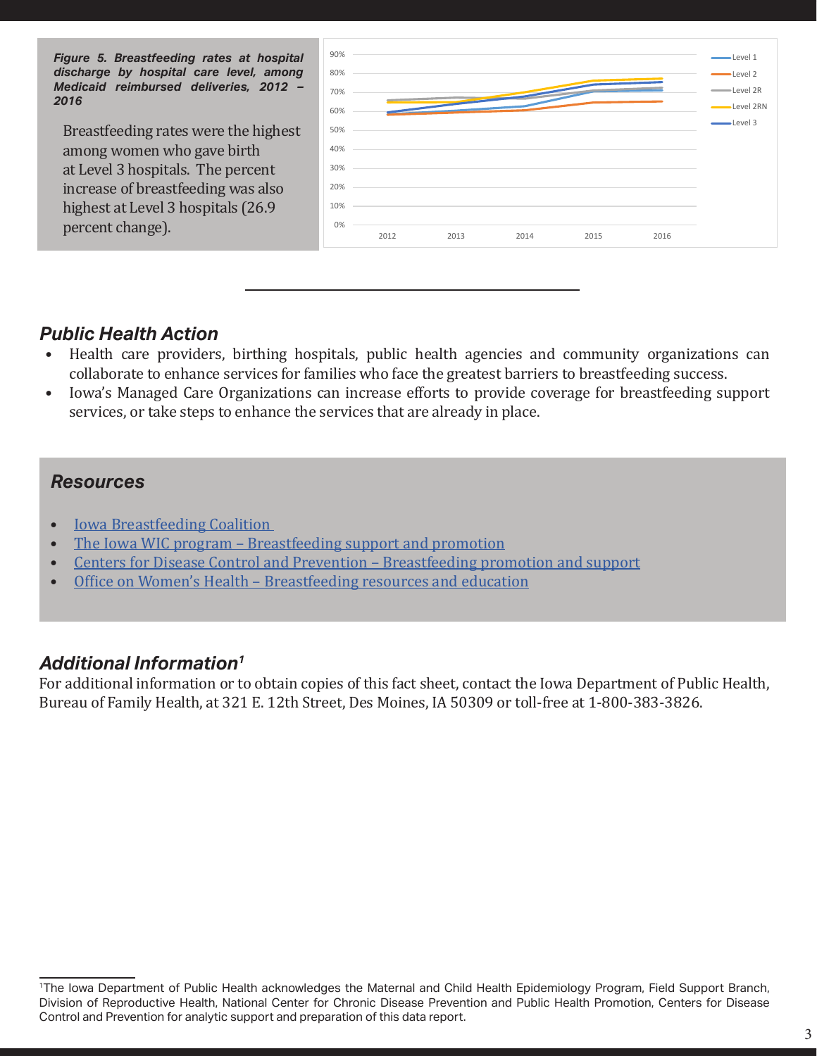*Figure 5. Breastfeeding rates at hospital discharge by hospital care level, among Medicaid reimbursed deliveries, 2012 – 2016*

Breastfeeding rates were the highest among women who gave birth at Level 3 hospitals. The percent increase of breastfeeding was also highest at Level 3 hospitals (26.9 percent change).

90%
80%
70%
60%
50%
40%
30%
20%
10%
0%

2012
2013
2014
2015
2016

Level 1
Level 2
Level 2R
Level 2RN
Level 3

## *Public Health Action*

- Health care providers, birthing hospitals, public health agencies and community organizations can collaborate to enhance services for families who face the greatest barriers to breastfeeding success.
- Iowa's Managed Care Organizations can increase efforts to provide coverage for breastfeeding support services, or take steps to enhance the services that are already in place.

## *Resources*

- Iowa Breastfeeding Coalition
- The Iowa WIC program – Breastfeeding support and promotion
- Centers for Disease Control and Prevention – Breastfeeding promotion and support
- Office on Women's Health – Breastfeeding resources and education

## *Additional Information*[1]

For additional information or to obtain copies of this fact sheet, contact the Iowa Department of Public Health, Bureau of Family Health, at 321 E. 12th Street, Des Moines, IA 50309 or toll-free at 1-800-383-3826.

[1] The Iowa Department of Public Health acknowledges the Maternal and Child Health Epidemiology Program, Field Support Branch, Division of Reproductive Health, National Center for Chronic Disease Prevention and Public Health Promotion, Centers for Disease Control and Prevention for analytic support and preparation of this data report.